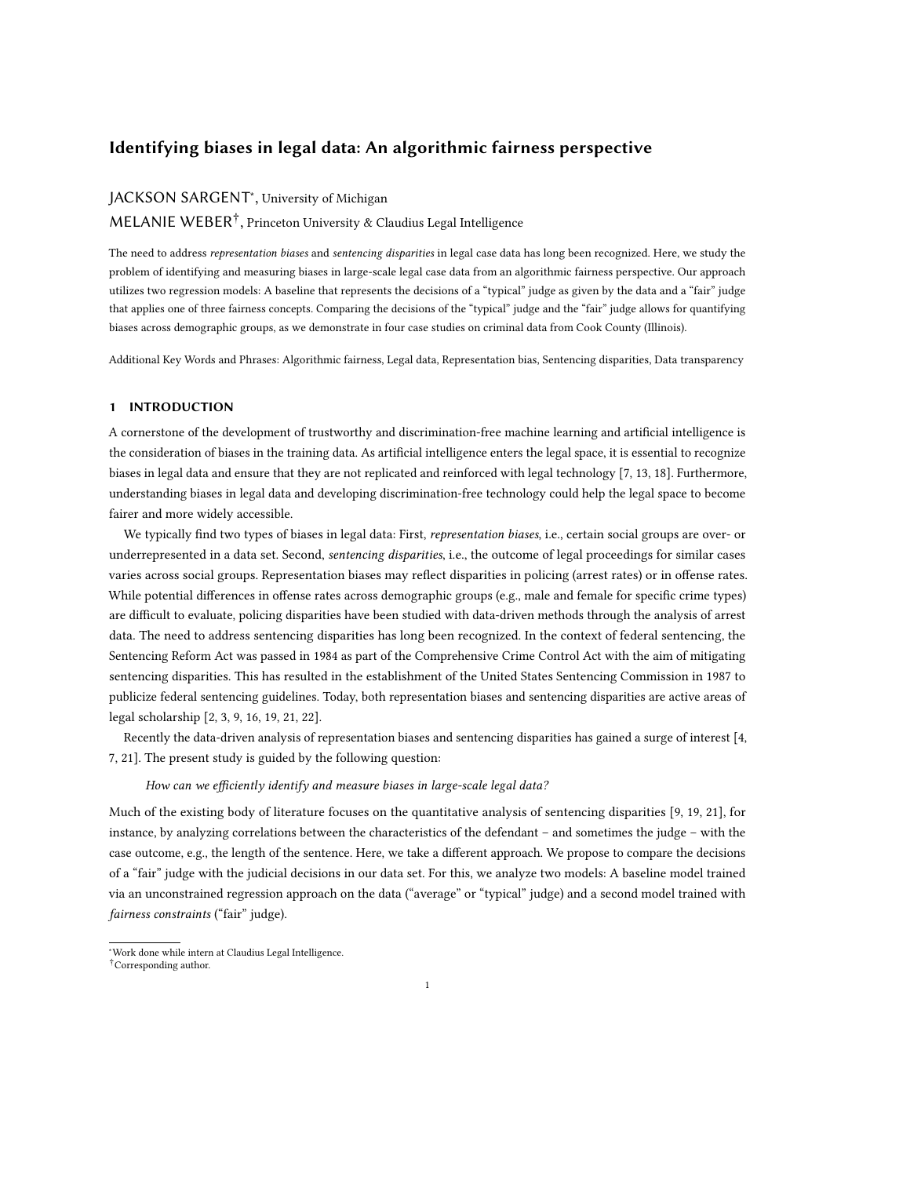# Identifying biases in legal data: An algorithmic fairness perspective

JACKSON SARGENT*, University of Michigan

MELANIE WEBER†, Princeton University & Claudius Legal Intelligence

The need to address *representation biases* and *sentencing disparities* in legal case data has long been recognized. Here, we study the problem of identifying and measuring biases in large-scale legal case data from an algorithmic fairness perspective. Our approach utilizes two regression models: A baseline that represents the decisions of a "typical" judge as given by the data and a "fair" judge that applies one of three fairness concepts. Comparing the decisions of the "typical" judge and the "fair" judge allows for quantifying biases across demographic groups, as we demonstrate in four case studies on criminal data from Cook County (Illinois).

Additional Key Words and Phrases: Algorithmic fairness, Legal data, Representation bias, Sentencing disparities, Data transparency

## 1 INTRODUCTION

A cornerstone of the development of trustworthy and discrimination-free machine learning and artificial intelligence is the consideration of biases in the training data. As artificial intelligence enters the legal space, it is essential to recognize biases in legal data and ensure that they are not replicated and reinforced with legal technology [7, 13, 18]. Furthermore, understanding biases in legal data and developing discrimination-free technology could help the legal space to become fairer and more widely accessible.

We typically find two types of biases in legal data: First, *representation biases*, i.e., certain social groups are over- or underrepresented in a data set. Second, *sentencing disparities*, i.e., the outcome of legal proceedings for similar cases varies across social groups. Representation biases may reflect disparities in policing (arrest rates) or in offense rates. While potential differences in offense rates across demographic groups (e.g., male and female for specific crime types) are difficult to evaluate, policing disparities have been studied with data-driven methods through the analysis of arrest data. The need to address sentencing disparities has long been recognized. In the context of federal sentencing, the Sentencing Reform Act was passed in 1984 as part of the Comprehensive Crime Control Act with the aim of mitigating sentencing disparities. This has resulted in the establishment of the United States Sentencing Commission in 1987 to publicize federal sentencing guidelines. Today, both representation biases and sentencing disparities are active areas of legal scholarship [2, 3, 9, 16, 19, 21, 22].

Recently the data-driven analysis of representation biases and sentencing disparities has gained a surge of interest [4, 7, 21]. The present study is guided by the following question:

> *How can we efficiently identify and measure biases in large-scale legal data?*

Much of the existing body of literature focuses on the quantitative analysis of sentencing disparities [9, 19, 21], for instance, by analyzing correlations between the characteristics of the defendant – and sometimes the judge – with the case outcome, e.g., the length of the sentence. Here, we take a different approach. We propose to compare the decisions of a "fair" judge with the judicial decisions in our data set. For this, we analyze two models: A baseline model trained via an unconstrained regression approach on the data ("average" or "typical" judge) and a second model trained with *fairness constraints* ("fair" judge).

*Work done while intern at Claudius Legal Intelligence.

†Corresponding author.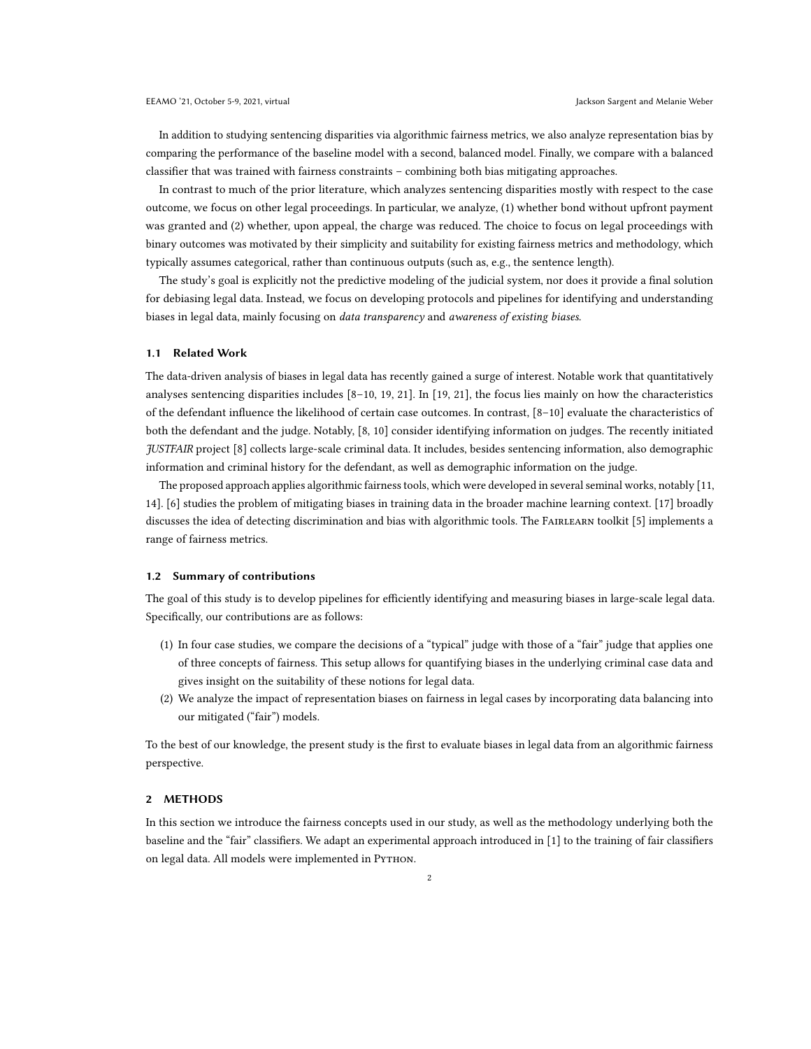In addition to studying sentencing disparities via algorithmic fairness metrics, we also analyze representation bias by comparing the performance of the baseline model with a second, balanced model. Finally, we compare with a balanced classifier that was trained with fairness constraints – combining both bias mitigating approaches.

In contrast to much of the prior literature, which analyzes sentencing disparities mostly with respect to the case outcome, we focus on other legal proceedings. In particular, we analyze, (1) whether bond without upfront payment was granted and (2) whether, upon appeal, the charge was reduced. The choice to focus on legal proceedings with binary outcomes was motivated by their simplicity and suitability for existing fairness metrics and methodology, which typically assumes categorical, rather than continuous outputs (such as, e.g., the sentence length).

The study's goal is explicitly not the predictive modeling of the judicial system, nor does it provide a final solution for debiasing legal data. Instead, we focus on developing protocols and pipelines for identifying and understanding biases in legal data, mainly focusing on *data transparency* and *awareness of existing biases*.

### 1.1 Related Work

The data-driven analysis of biases in legal data has recently gained a surge of interest. Notable work that quantitatively analyses sentencing disparities includes [8–10, 19, 21]. In [19, 21], the focus lies mainly on how the characteristics of the defendant influence the likelihood of certain case outcomes. In contrast, [8–10] evaluate the characteristics of both the defendant and the judge. Notably, [8, 10] consider identifying information on judges. The recently initiated *JUSTFAIR* project [8] collects large-scale criminal data. It includes, besides sentencing information, also demographic information and criminal history for the defendant, as well as demographic information on the judge.

The proposed approach applies algorithmic fairness tools, which were developed in several seminal works, notably [11, 14]. [6] studies the problem of mitigating biases in training data in the broader machine learning context. [17] broadly discusses the idea of detecting discrimination and bias with algorithmic tools. The Fairlearn toolkit [5] implements a range of fairness metrics.

### 1.2 Summary of contributions

The goal of this study is to develop pipelines for efficiently identifying and measuring biases in large-scale legal data. Specifically, our contributions are as follows:

1. In four case studies, we compare the decisions of a "typical" judge with those of a "fair" judge that applies one of three concepts of fairness. This setup allows for quantifying biases in the underlying criminal case data and gives insight on the suitability of these notions for legal data.
2. We analyze the impact of representation biases on fairness in legal cases by incorporating data balancing into our mitigated ("fair") models.

To the best of our knowledge, the present study is the first to evaluate biases in legal data from an algorithmic fairness perspective.

## 2 METHODS

In this section we introduce the fairness concepts used in our study, as well as the methodology underlying both the baseline and the "fair" classifiers. We adapt an experimental approach introduced in [1] to the training of fair classifiers on legal data. All models were implemented in Python.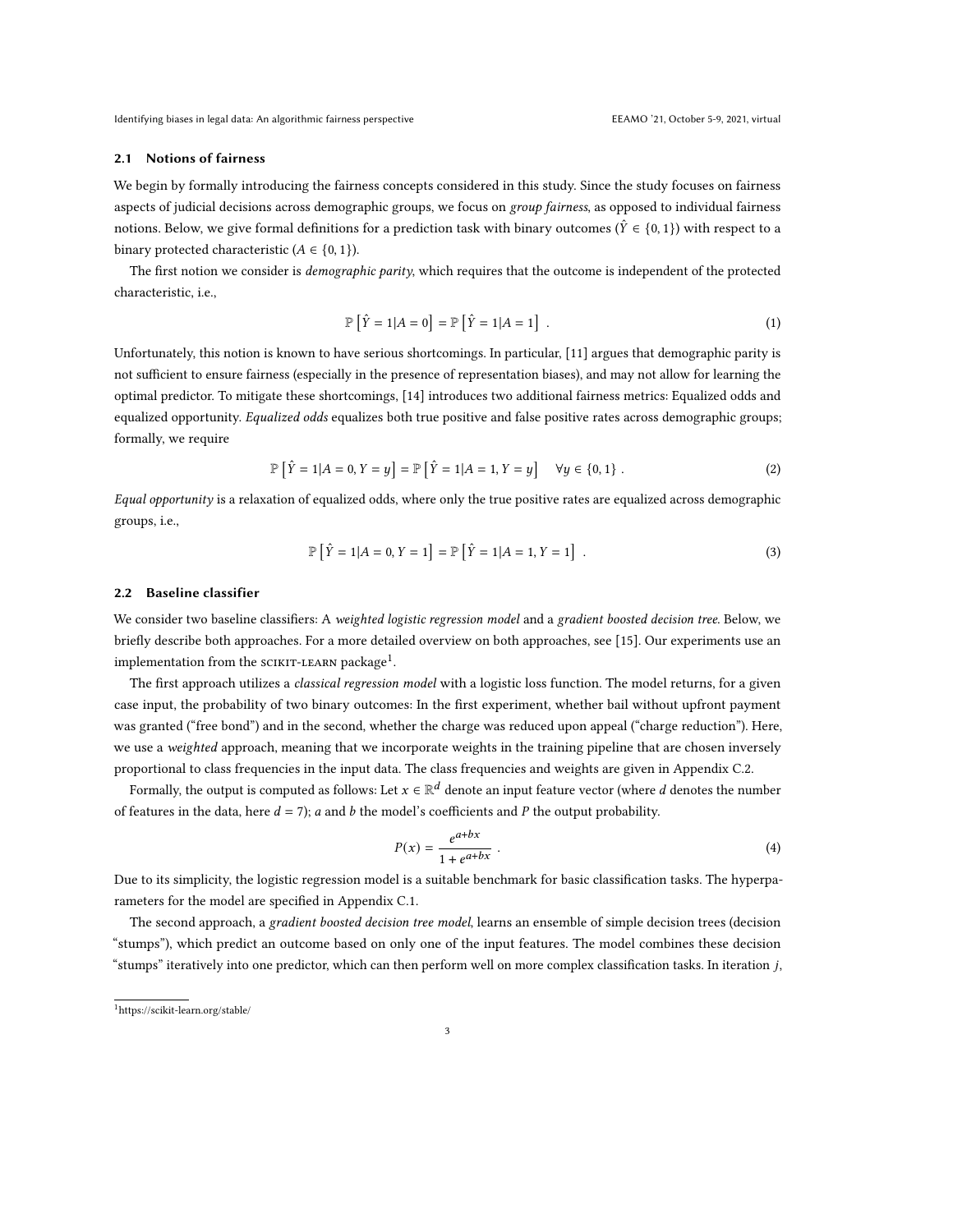### 2.1 Notions of fairness

We begin by formally introducing the fairness concepts considered in this study. Since the study focuses on fairness aspects of judicial decisions across demographic groups, we focus on *group fairness*, as opposed to individual fairness notions. Below, we give formal definitions for a prediction task with binary outcomes ($\hat{Y} \in \{0, 1\}$) with respect to a binary protected characteristic ($A \in \{0, 1\}$).

The first notion we consider is *demographic parity*, which requires that the outcome is independent of the protected characteristic, i.e.,

$$\mathbb{P}\left[\hat{Y} = 1 | A = 0\right] = \mathbb{P}\left[\hat{Y} = 1 | A = 1\right] \ . \tag{1}$$

Unfortunately, this notion is known to have serious shortcomings. In particular, [11] argues that demographic parity is not sufficient to ensure fairness (especially in the presence of representation biases), and may not allow for learning the optimal predictor. To mitigate these shortcomings, [14] introduces two additional fairness metrics: Equalized odds and equalized opportunity. *Equalized odds* equalizes both true positive and false positive rates across demographic groups; formally, we require

$$\mathbb{P}\left[\hat{Y} = 1 | A = 0, Y = y\right] = \mathbb{P}\left[\hat{Y} = 1 | A = 1, Y = y\right] \quad \forall y \in \{0, 1\} \ . \tag{2}$$

*Equal opportunity* is a relaxation of equalized odds, where only the true positive rates are equalized across demographic groups, i.e.,

$$\mathbb{P}\left[\hat{Y} = 1 | A = 0, Y = 1\right] = \mathbb{P}\left[\hat{Y} = 1 | A = 1, Y = 1\right] \ . \tag{3}$$

### 2.2 Baseline classifier

We consider two baseline classifiers: A *weighted logistic regression model* and a *gradient boosted decision tree*. Below, we briefly describe both approaches. For a more detailed overview on both approaches, see [15]. Our experiments use an implementation from the SCIKIT-LEARN package[1].

The first approach utilizes a *classical regression model* with a logistic loss function. The model returns, for a given case input, the probability of two binary outcomes: In the first experiment, whether bail without upfront payment was granted ("free bond") and in the second, whether the charge was reduced upon appeal ("charge reduction"). Here, we use a *weighted* approach, meaning that we incorporate weights in the training pipeline that are chosen inversely proportional to class frequencies in the input data. The class frequencies and weights are given in Appendix C.2.

Formally, the output is computed as follows: Let $x \in \mathbb{R}^d$ denote an input feature vector (where $d$ denotes the number of features in the data, here $d = 7$); $a$ and $b$ the model's coefficients and $P$ the output probability.

$$P(x) = \frac{e^{a+bx}}{1 + e^{a+bx}} \ . \tag{4}$$

Due to its simplicity, the logistic regression model is a suitable benchmark for basic classification tasks. The hyperparameters for the model are specified in Appendix C.1.

The second approach, a *gradient boosted decision tree model*, learns an ensemble of simple decision trees (decision "stumps"), which predict an outcome based on only one of the input features. The model combines these decision "stumps" iteratively into one predictor, which can then perform well on more complex classification tasks. In iteration $j$,

[1] https://scikit-learn.org/stable/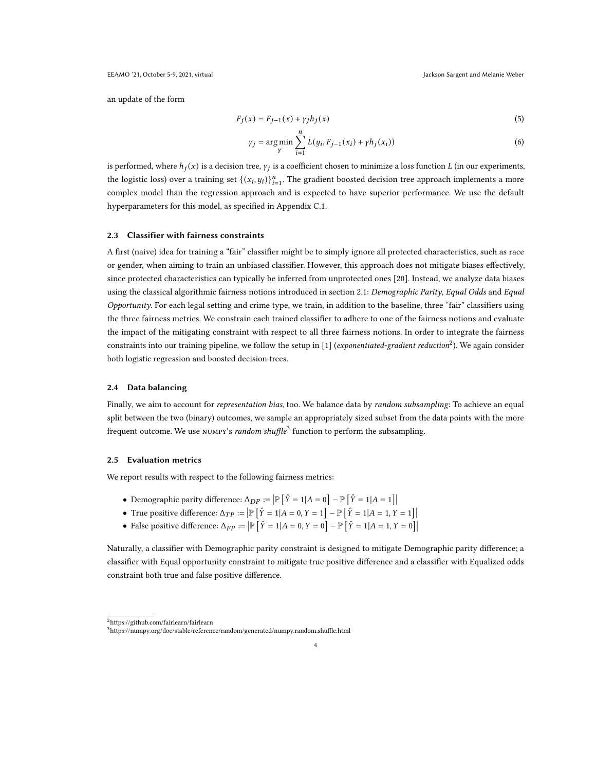an update of the form

$$F_j(x) = F_{j-1}(x) + \gamma_j h_j(x) \tag{5}$$

$$\gamma_j = \arg\min_{\gamma} \sum_{i=1}^{n} L(y_i, F_{j-1}(x_i) + \gamma h_j(x_i)) \tag{6}$$

is performed, where $h_j(x)$ is a decision tree, $\gamma_j$ is a coefficient chosen to minimize a loss function $L$ (in our experiments, the logistic loss) over a training set $\{(x_i, y_i)\}_{i=1}^n$. The gradient boosted decision tree approach implements a more complex model than the regression approach and is expected to have superior performance. We use the default hyperparameters for this model, as specified in Appendix C.1.

### 2.3 Classifier with fairness constraints

A first (naive) idea for training a "fair" classifier might be to simply ignore all protected characteristics, such as race or gender, when aiming to train an unbiased classifier. However, this approach does not mitigate biases effectively, since protected characteristics can typically be inferred from unprotected ones [20]. Instead, we analyze data biases using the classical algorithmic fairness notions introduced in section 2.1: *Demographic Parity*, *Equal Odds* and *Equal Opportunity*. For each legal setting and crime type, we train, in addition to the baseline, three "fair" classifiers using the three fairness metrics. We constrain each trained classifier to adhere to one of the fairness notions and evaluate the impact of the mitigating constraint with respect to all three fairness notions. In order to integrate the fairness constraints into our training pipeline, we follow the setup in [1] (*exponentiated-gradient reduction*[2]). We again consider both logistic regression and boosted decision trees.

### 2.4 Data balancing

Finally, we aim to account for *representation bias*, too. We balance data by *random subsampling*: To achieve an equal split between the two (binary) outcomes, we sample an appropriately sized subset from the data points with the more frequent outcome. We use NUMPY's *random shuffle*[3] function to perform the subsampling.

### 2.5 Evaluation metrics

We report results with respect to the following fairness metrics:

- Demographic parity difference: $\Delta_{DP} := \left|\mathbb{P}\left[\hat{Y}=1|A=0\right] - \mathbb{P}\left[\hat{Y}=1|A=1\right]\right|$
- True positive difference: $\Delta_{TP} := \left|\mathbb{P}\left[\hat{Y}=1|A=0, Y=1\right] - \mathbb{P}\left[\hat{Y}=1|A=1, Y=1\right]\right|$
- False positive difference: $\Delta_{FP} := \left|\mathbb{P}\left[\hat{Y}=1|A=0, Y=0\right] - \mathbb{P}\left[\hat{Y}=1|A=1, Y=0\right]\right|$

Naturally, a classifier with Demographic parity constraint is designed to mitigate Demographic parity difference; a classifier with Equal opportunity constraint to mitigate true positive difference and a classifier with Equalized odds constraint both true and false positive difference.

[2] https://github.com/fairlearn/fairlearn

[3] https://numpy.org/doc/stable/reference/random/generated/numpy.random.shuffle.html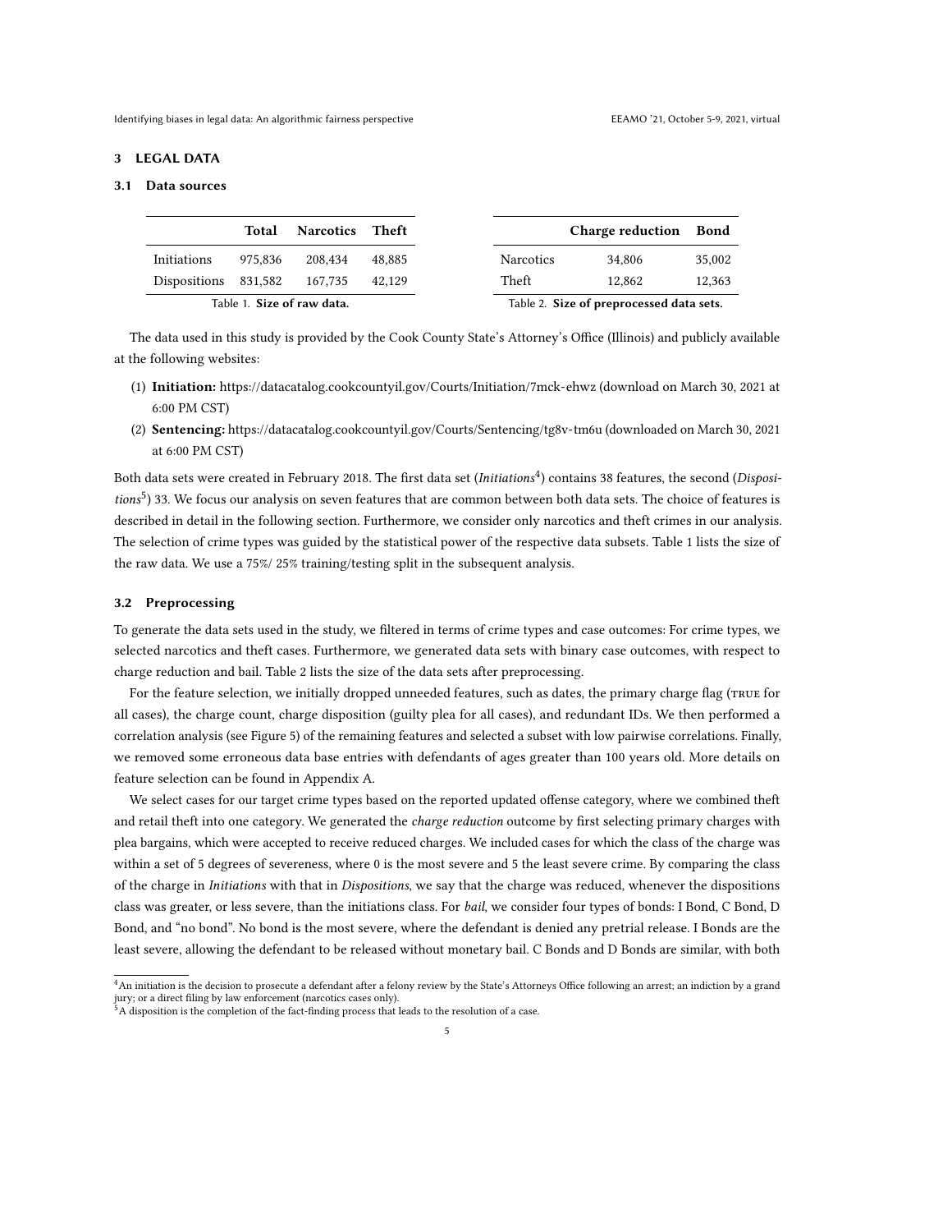## 3 LEGAL DATA

### 3.1 Data sources

| | Total | Narcotics | Theft |
|---|---|---|---|
| Initiations | 975,836 | 208,434 | 48,885 |
| Dispositions | 831,582 | 167,735 | 42,129 |

Table 1. **Size of raw data.**

| | Charge reduction | Bond |
|---|---|---|
| Narcotics | 34,806 | 35,002 |
| Theft | 12,862 | 12,363 |

Table 2. **Size of preprocessed data sets.**

The data used in this study is provided by the Cook County State's Attorney's Office (Illinois) and publicly available at the following websites:

1. **Initiation:** https://datacatalog.cookcountyil.gov/Courts/Initiation/7mck-ehwz (download on March 30, 2021 at 6:00 PM CST)
2. **Sentencing:** https://datacatalog.cookcountyil.gov/Courts/Sentencing/tg8v-tm6u (downloaded on March 30, 2021 at 6:00 PM CST)

Both data sets were created in February 2018. The first data set (*Initiations*[4]) contains 38 features, the second (*Dispositions*[5]) 33. We focus our analysis on seven features that are common between both data sets. The choice of features is described in detail in the following section. Furthermore, we consider only narcotics and theft crimes in our analysis. The selection of crime types was guided by the statistical power of the respective data subsets. Table 1 lists the size of the raw data. We use a 75%/ 25% training/testing split in the subsequent analysis.

### 3.2 Preprocessing

To generate the data sets used in the study, we filtered in terms of crime types and case outcomes: For crime types, we selected narcotics and theft cases. Furthermore, we generated data sets with binary case outcomes, with respect to charge reduction and bail. Table 2 lists the size of the data sets after preprocessing.

For the feature selection, we initially dropped unneeded features, such as dates, the primary charge flag (TRUE for all cases), the charge count, charge disposition (guilty plea for all cases), and redundant IDs. We then performed a correlation analysis (see Figure 5) of the remaining features and selected a subset with low pairwise correlations. Finally, we removed some erroneous data base entries with defendants of ages greater than 100 years old. More details on feature selection can be found in Appendix A.

We select cases for our target crime types based on the reported updated offense category, where we combined theft and retail theft into one category. We generated the *charge reduction* outcome by first selecting primary charges with plea bargains, which were accepted to receive reduced charges. We included cases for which the class of the charge was within a set of 5 degrees of severeness, where 0 is the most severe and 5 the least severe crime. By comparing the class of the charge in *Initiations* with that in *Dispositions*, we say that the charge was reduced, whenever the dispositions class was greater, or less severe, than the initiations class. For *bail*, we consider four types of bonds: I Bond, C Bond, D Bond, and "no bond". No bond is the most severe, where the defendant is denied any pretrial release. I Bonds are the least severe, allowing the defendant to be released without monetary bail. C Bonds and D Bonds are similar, with both

---

[4] An initiation is the decision to prosecute a defendant after a felony review by the State's Attorneys Office following an arrest; an indiction by a grand jury; or a direct filing by law enforcement (narcotics cases only).

[5] A disposition is the completion of the fact-finding process that leads to the resolution of a case.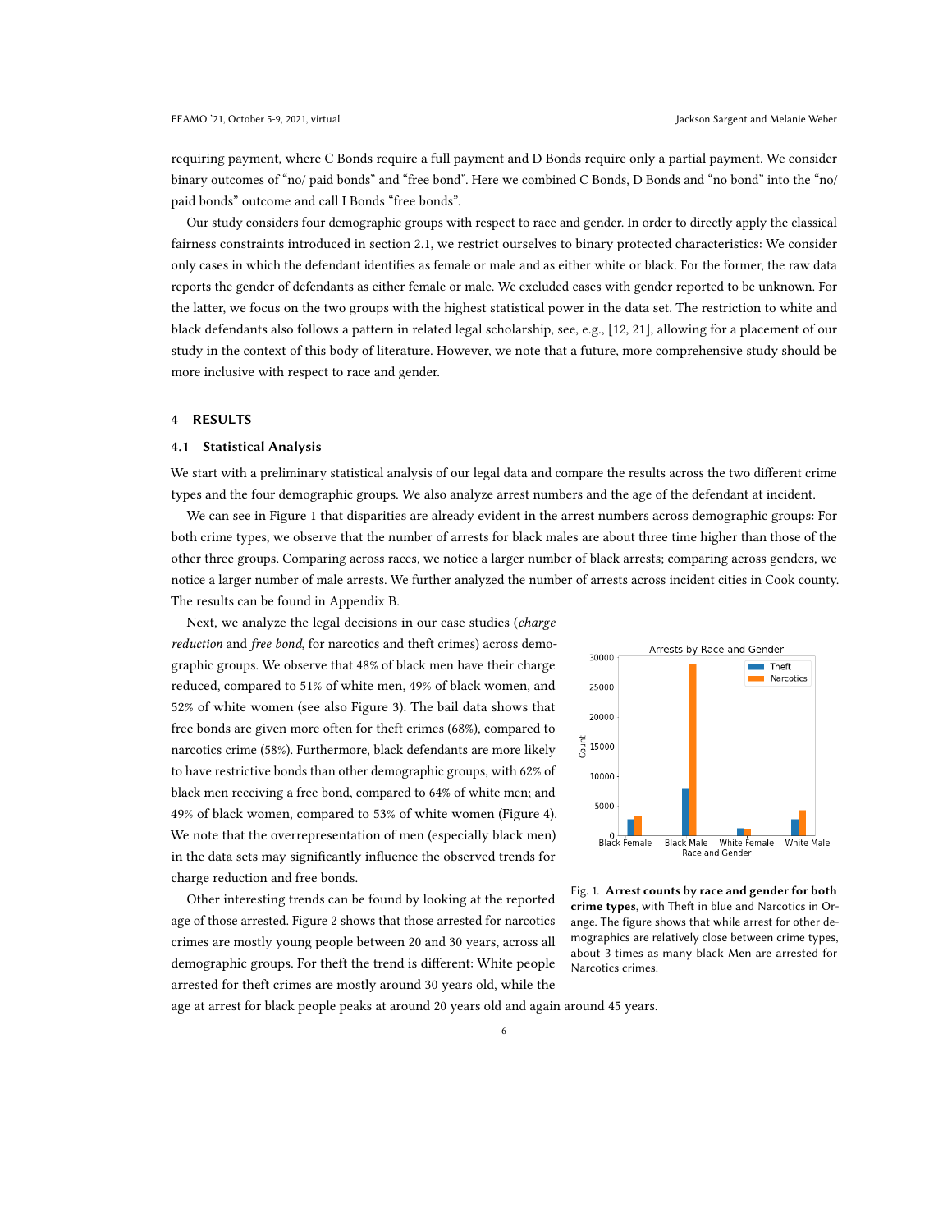requiring payment, where C Bonds require a full payment and D Bonds require only a partial payment. We consider binary outcomes of "no/ paid bonds" and "free bond". Here we combined C Bonds, D Bonds and "no bond" into the "no/ paid bonds" outcome and call I Bonds "free bonds".

Our study considers four demographic groups with respect to race and gender. In order to directly apply the classical fairness constraints introduced in section 2.1, we restrict ourselves to binary protected characteristics: We consider only cases in which the defendant identifies as female or male and as either white or black. For the former, the raw data reports the gender of defendants as either female or male. We excluded cases with gender reported to be unknown. For the latter, we focus on the two groups with the highest statistical power in the data set. The restriction to white and black defendants also follows a pattern in related legal scholarship, see, e.g., [12, 21], allowing for a placement of our study in the context of this body of literature. However, we note that a future, more comprehensive study should be more inclusive with respect to race and gender.

## 4 RESULTS

### 4.1 Statistical Analysis

We start with a preliminary statistical analysis of our legal data and compare the results across the two different crime types and the four demographic groups. We also analyze arrest numbers and the age of the defendant at incident.

We can see in Figure 1 that disparities are already evident in the arrest numbers across demographic groups: For both crime types, we observe that the number of arrests for black males are about three time higher than those of the other three groups. Comparing across races, we notice a larger number of black arrests; comparing across genders, we notice a larger number of male arrests. We further analyzed the number of arrests across incident cities in Cook county. The results can be found in Appendix B.

Next, we analyze the legal decisions in our case studies (*charge reduction* and *free bond*, for narcotics and theft crimes) across demographic groups. We observe that 48% of black men have their charge reduced, compared to 51% of white men, 49% of black women, and 52% of white women (see also Figure 3). The bail data shows that free bonds are given more often for theft crimes (68%), compared to narcotics crime (58%). Furthermore, black defendants are more likely to have restrictive bonds than other demographic groups, with 62% of black men receiving a free bond, compared to 64% of white men; and 49% of black women, compared to 53% of white women (Figure 4). We note that the overrepresentation of men (especially black men) in the data sets may significantly influence the observed trends for charge reduction and free bonds.

Fig. 1. **Arrest counts by race and gender for both crime types**, with Theft in blue and Narcotics in Orange. The figure shows that while arrest for other demographics are relatively close between crime types, about 3 times as many black Men are arrested for Narcotics crimes.

Other interesting trends can be found by looking at the reported age of those arrested. Figure 2 shows that those arrested for narcotics crimes are mostly young people between 20 and 30 years, across all demographic groups. For theft the trend is different: White people arrested for theft crimes are mostly around 30 years old, while the age at arrest for black people peaks at around 20 years old and again around 45 years.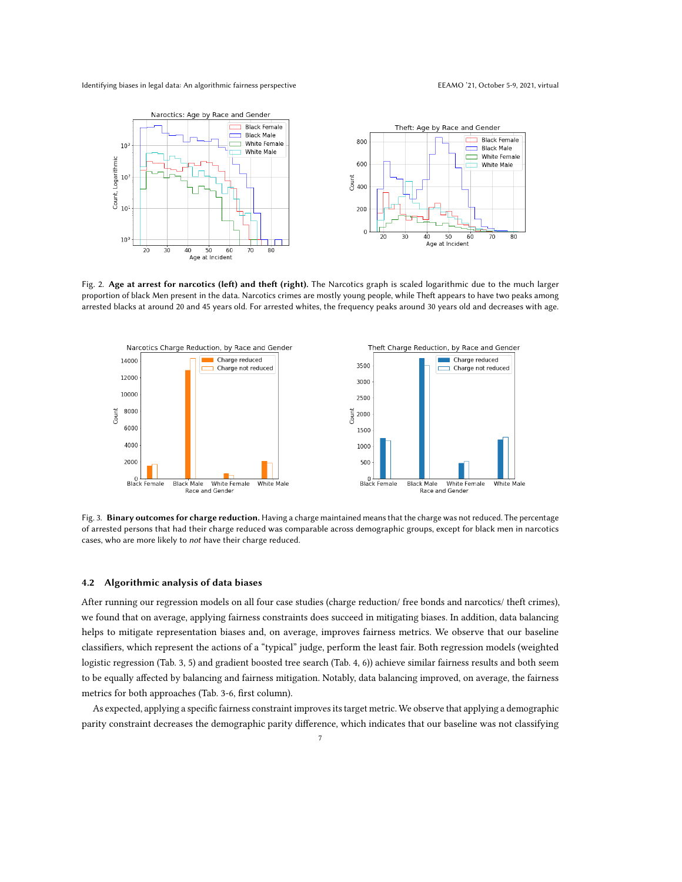Fig. 2. **Age at arrest for narcotics (left) and theft (right).** The Narcotics graph is scaled logarithmic due to the much larger proportion of black Men present in the data. Narcotics crimes are mostly young people, while Theft appears to have two peaks among arrested blacks at around 20 and 45 years old. For arrested whites, the frequency peaks around 30 years old and decreases with age.

Fig. 3. **Binary outcomes for charge reduction.** Having a charge maintained means that the charge was not reduced. The percentage of arrested persons that had their charge reduced was comparable across demographic groups, except for black men in narcotics cases, who are more likely to *not* have their charge reduced.

### 4.2 Algorithmic analysis of data biases

After running our regression models on all four case studies (charge reduction/ free bonds and narcotics/ theft crimes), we found that on average, applying fairness constraints does succeed in mitigating biases. In addition, data balancing helps to mitigate representation biases and, on average, improves fairness metrics. We observe that our baseline classifiers, which represent the actions of a "typical" judge, perform the least fair. Both regression models (weighted logistic regression (Tab. 3, 5) and gradient boosted tree search (Tab. 4, 6)) achieve similar fairness results and both seem to be equally affected by balancing and fairness mitigation. Notably, data balancing improved, on average, the fairness metrics for both approaches (Tab. 3-6, first column).

As expected, applying a specific fairness constraint improves its target metric. We observe that applying a demographic parity constraint decreases the demographic parity difference, which indicates that our baseline was not classifying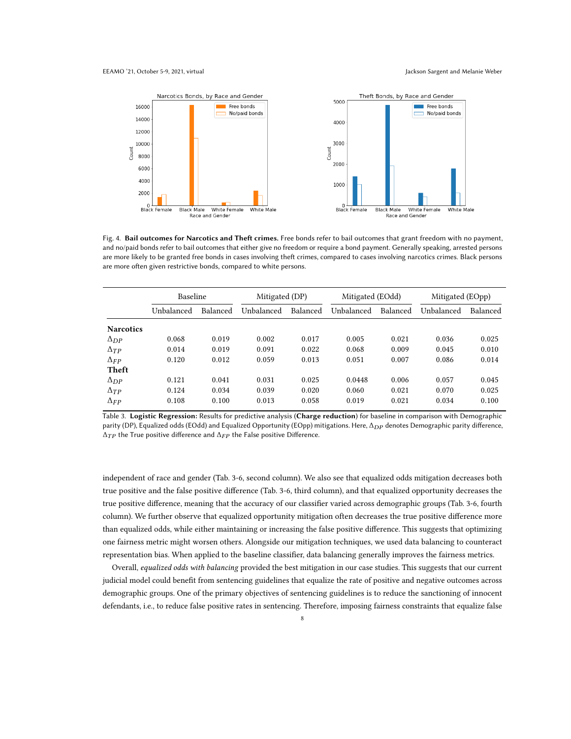Fig. 4. **Bail outcomes for Narcotics and Theft crimes.** Free bonds refer to bail outcomes that grant freedom with no payment, and no/paid bonds refer to bail outcomes that either give no freedom or require a bond payment. Generally speaking, arrested persons are more likely to be granted free bonds in cases involving theft crimes, compared to cases involving narcotics crimes. Black persons are more often given restrictive bonds, compared to white persons.

| | Baseline | | Mitigated (DP) | | Mitigated (EOdd) | | Mitigated (EOpp) | |
|---|---|---|---|---|---|---|---|---|
| | Unbalanced | Balanced | Unbalanced | Balanced | Unbalanced | Balanced | Unbalanced | Balanced |
| **Narcotics** | | | | | | | | |
| $\Delta_{DP}$ | 0.068 | 0.019 | 0.002 | 0.017 | 0.005 | 0.021 | 0.036 | 0.025 |
| $\Delta_{TP}$ | 0.014 | 0.019 | 0.091 | 0.022 | 0.068 | 0.009 | 0.045 | 0.010 |
| $\Delta_{FP}$ | 0.120 | 0.012 | 0.059 | 0.013 | 0.051 | 0.007 | 0.086 | 0.014 |
| **Theft** | | | | | | | | |
| $\Delta_{DP}$ | 0.121 | 0.041 | 0.031 | 0.025 | 0.0448 | 0.006 | 0.057 | 0.045 |
| $\Delta_{TP}$ | 0.124 | 0.034 | 0.039 | 0.020 | 0.060 | 0.021 | 0.070 | 0.025 |
| $\Delta_{FP}$ | 0.108 | 0.100 | 0.013 | 0.058 | 0.019 | 0.021 | 0.034 | 0.100 |

Table 3. **Logistic Regression:** Results for predictive analysis (**Charge reduction**) for baseline in comparison with Demographic parity (DP), Equalized odds (EOdd) and Equalized Opportunity (EOpp) mitigations. Here, $\Delta_{DP}$ denotes Demographic parity difference, $\Delta_{TP}$ the True positive difference and $\Delta_{FP}$ the False positive Difference.

independent of race and gender (Tab. 3-6, second column). We also see that equalized odds mitigation decreases both true positive and the false positive difference (Tab. 3-6, third column), and that equalized opportunity decreases the true positive difference, meaning that the accuracy of our classifier varied across demographic groups (Tab. 3-6, fourth column). We further observe that equalized opportunity mitigation often decreases the true positive difference more than equalized odds, while either maintaining or increasing the false positive difference. This suggests that optimizing one fairness metric might worsen others. Alongside our mitigation techniques, we used data balancing to counteract representation bias. When applied to the baseline classifier, data balancing generally improves the fairness metrics.

Overall, *equalized odds with balancing* provided the best mitigation in our case studies. This suggests that our current judicial model could benefit from sentencing guidelines that equalize the rate of positive and negative outcomes across demographic groups. One of the primary objectives of sentencing guidelines is to reduce the sanctioning of innocent defendants, i.e., to reduce false positive rates in sentencing. Therefore, imposing fairness constraints that equalize false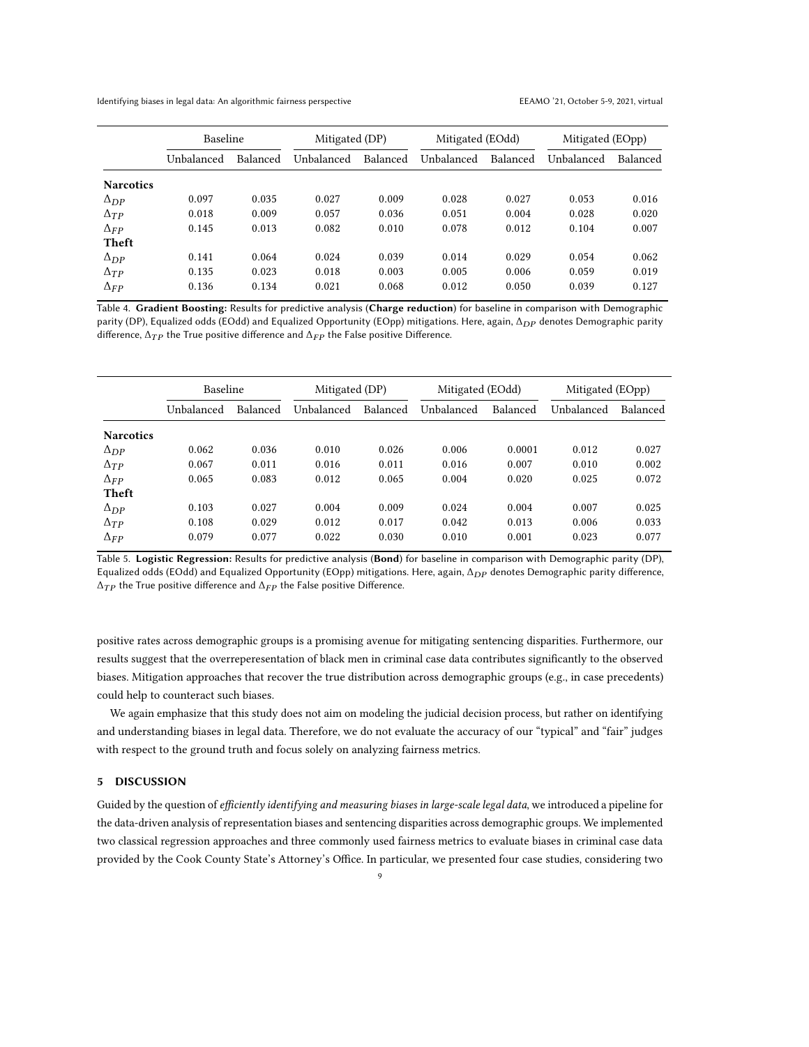| | Baseline | | Mitigated (DP) | | Mitigated (EOdd) | | Mitigated (EOpp) | |
|---|---|---|---|---|---|---|---|---|
| | Unbalanced | Balanced | Unbalanced | Balanced | Unbalanced | Balanced | Unbalanced | Balanced |
| **Narcotics** | | | | | | | | |
| $\Delta_{DP}$ | 0.097 | 0.035 | 0.027 | 0.009 | 0.028 | 0.027 | 0.053 | 0.016 |
| $\Delta_{TP}$ | 0.018 | 0.009 | 0.057 | 0.036 | 0.051 | 0.004 | 0.028 | 0.020 |
| $\Delta_{FP}$ | 0.145 | 0.013 | 0.082 | 0.010 | 0.078 | 0.012 | 0.104 | 0.007 |
| **Theft** | | | | | | | | |
| $\Delta_{DP}$ | 0.141 | 0.064 | 0.024 | 0.039 | 0.014 | 0.029 | 0.054 | 0.062 |
| $\Delta_{TP}$ | 0.135 | 0.023 | 0.018 | 0.003 | 0.005 | 0.006 | 0.059 | 0.019 |
| $\Delta_{FP}$ | 0.136 | 0.134 | 0.021 | 0.068 | 0.012 | 0.050 | 0.039 | 0.127 |

Table 4. **Gradient Boosting:** Results for predictive analysis (**Charge reduction**) for baseline in comparison with Demographic parity (DP), Equalized odds (EOdd) and Equalized Opportunity (EOpp) mitigations. Here, again, $\Delta_{DP}$ denotes Demographic parity difference, $\Delta_{TP}$ the True positive difference and $\Delta_{FP}$ the False positive Difference.

| | Baseline | | Mitigated (DP) | | Mitigated (EOdd) | | Mitigated (EOpp) | |
|---|---|---|---|---|---|---|---|---|
| | Unbalanced | Balanced | Unbalanced | Balanced | Unbalanced | Balanced | Unbalanced | Balanced |
| **Narcotics** | | | | | | | | |
| $\Delta_{DP}$ | 0.062 | 0.036 | 0.010 | 0.026 | 0.006 | 0.0001 | 0.012 | 0.027 |
| $\Delta_{TP}$ | 0.067 | 0.011 | 0.016 | 0.011 | 0.016 | 0.007 | 0.010 | 0.002 |
| $\Delta_{FP}$ | 0.065 | 0.083 | 0.012 | 0.065 | 0.004 | 0.020 | 0.025 | 0.072 |
| **Theft** | | | | | | | | |
| $\Delta_{DP}$ | 0.103 | 0.027 | 0.004 | 0.009 | 0.024 | 0.004 | 0.007 | 0.025 |
| $\Delta_{TP}$ | 0.108 | 0.029 | 0.012 | 0.017 | 0.042 | 0.013 | 0.006 | 0.033 |
| $\Delta_{FP}$ | 0.079 | 0.077 | 0.022 | 0.030 | 0.010 | 0.001 | 0.023 | 0.077 |

Table 5. **Logistic Regression:** Results for predictive analysis (**Bond**) for baseline in comparison with Demographic parity (DP), Equalized odds (EOdd) and Equalized Opportunity (EOpp) mitigations. Here, again, $\Delta_{DP}$ denotes Demographic parity difference, $\Delta_{TP}$ the True positive difference and $\Delta_{FP}$ the False positive Difference.

positive rates across demographic groups is a promising avenue for mitigating sentencing disparities. Furthermore, our results suggest that the overrepresentation of black men in criminal case data contributes significantly to the observed biases. Mitigation approaches that recover the true distribution across demographic groups (e.g., in case precedents) could help to counteract such biases.

We again emphasize that this study does not aim on modeling the judicial decision process, but rather on identifying and understanding biases in legal data. Therefore, we do not evaluate the accuracy of our "typical" and "fair" judges with respect to the ground truth and focus solely on analyzing fairness metrics.

## 5 DISCUSSION

Guided by the question of *efficiently identifying and measuring biases in large-scale legal data*, we introduced a pipeline for the data-driven analysis of representation biases and sentencing disparities across demographic groups. We implemented two classical regression approaches and three commonly used fairness metrics to evaluate biases in criminal case data provided by the Cook County State's Attorney's Office. In particular, we presented four case studies, considering two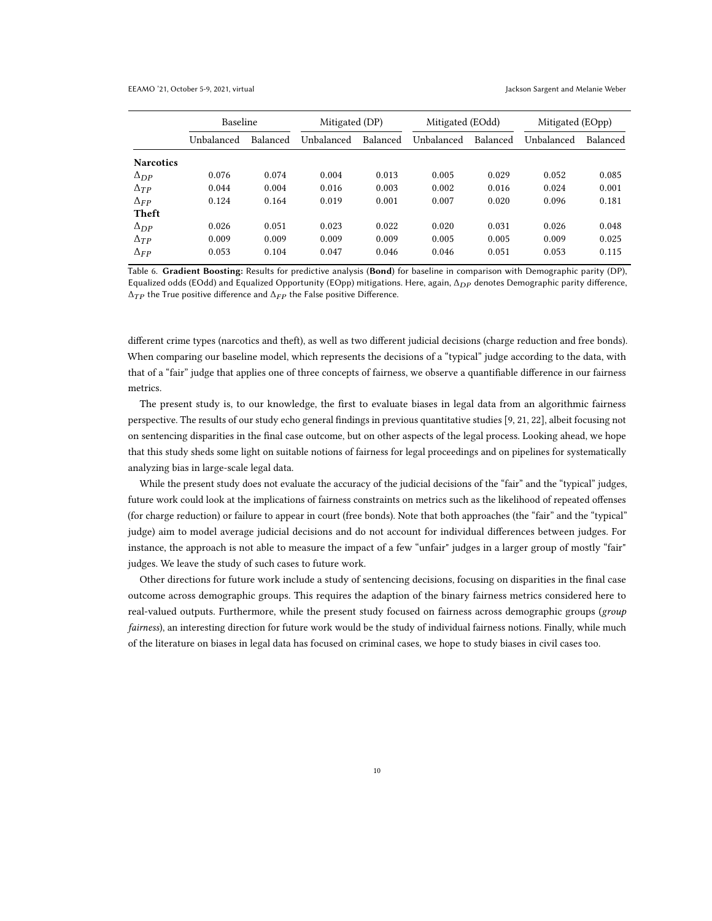| | Baseline | | Mitigated (DP) | | Mitigated (EOdd) | | Mitigated (EOpp) | |
|---|---|---|---|---|---|---|---|---|
| | Unbalanced | Balanced | Unbalanced | Balanced | Unbalanced | Balanced | Unbalanced | Balanced |
| **Narcotics** | | | | | | | | |
| $\Delta_{DP}$ | 0.076 | 0.074 | 0.004 | 0.013 | 0.005 | 0.029 | 0.052 | 0.085 |
| $\Delta_{TP}$ | 0.044 | 0.004 | 0.016 | 0.003 | 0.002 | 0.016 | 0.024 | 0.001 |
| $\Delta_{FP}$ | 0.124 | 0.164 | 0.019 | 0.001 | 0.007 | 0.020 | 0.096 | 0.181 |
| **Theft** | | | | | | | | |
| $\Delta_{DP}$ | 0.026 | 0.051 | 0.023 | 0.022 | 0.020 | 0.031 | 0.026 | 0.048 |
| $\Delta_{TP}$ | 0.009 | 0.009 | 0.009 | 0.009 | 0.005 | 0.005 | 0.009 | 0.025 |
| $\Delta_{FP}$ | 0.053 | 0.104 | 0.047 | 0.046 | 0.046 | 0.051 | 0.053 | 0.115 |

Table 6. **Gradient Boosting:** Results for predictive analysis (**Bond**) for baseline in comparison with Demographic parity (DP), Equalized odds (EOdd) and Equalized Opportunity (EOpp) mitigations. Here, again, $\Delta_{DP}$ denotes Demographic parity difference, $\Delta_{TP}$ the True positive difference and $\Delta_{FP}$ the False positive Difference.

different crime types (narcotics and theft), as well as two different judicial decisions (charge reduction and free bonds). When comparing our baseline model, which represents the decisions of a "typical" judge according to the data, with that of a "fair" judge that applies one of three concepts of fairness, we observe a quantifiable difference in our fairness metrics.

The present study is, to our knowledge, the first to evaluate biases in legal data from an algorithmic fairness perspective. The results of our study echo general findings in previous quantitative studies [9, 21, 22], albeit focusing not on sentencing disparities in the final case outcome, but on other aspects of the legal process. Looking ahead, we hope that this study sheds some light on suitable notions of fairness for legal proceedings and on pipelines for systematically analyzing bias in large-scale legal data.

While the present study does not evaluate the accuracy of the judicial decisions of the "fair" and the "typical" judges, future work could look at the implications of fairness constraints on metrics such as the likelihood of repeated offenses (for charge reduction) or failure to appear in court (free bonds). Note that both approaches (the "fair" and the "typical" judge) aim to model average judicial decisions and do not account for individual differences between judges. For instance, the approach is not able to measure the impact of a few "unfair" judges in a larger group of mostly "fair" judges. We leave the study of such cases to future work.

Other directions for future work include a study of sentencing decisions, focusing on disparities in the final case outcome across demographic groups. This requires the adaption of the binary fairness metrics considered here to real-valued outputs. Furthermore, while the present study focused on fairness across demographic groups (*group fairness*), an interesting direction for future work would be the study of individual fairness notions. Finally, while much of the literature on biases in legal data has focused on criminal cases, we hope to study biases in civil cases too.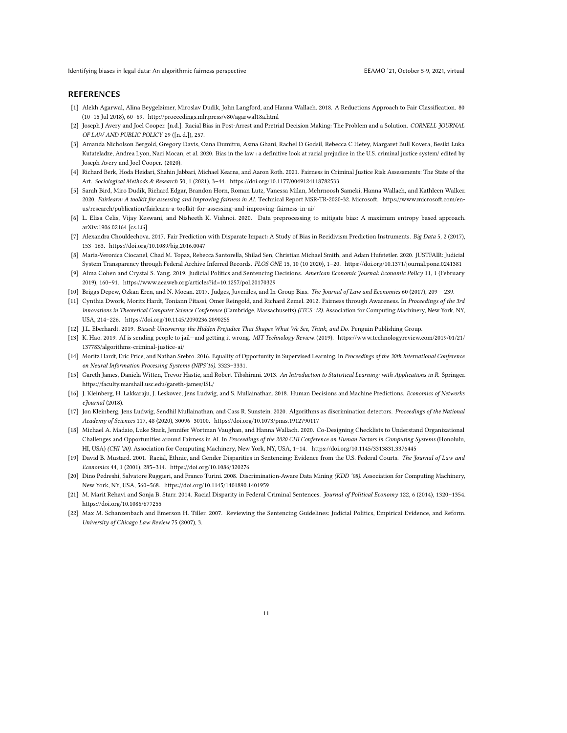## REFERENCES

- [1] Alekh Agarwal, Alina Beygelzimer, Miroslav Dudik, John Langford, and Hanna Wallach. 2018. A Reductions Approach to Fair Classification. 80 (10–15 Jul 2018), 60–69. http://proceedings.mlr.press/v80/agarwal18a.html
- [2] Joseph J Avery and Joel Cooper. [n.d.]. Racial Bias in Post-Arrest and Pretrial Decision Making: The Problem and a Solution. *CORNELL JOURNAL OF LAW AND PUBLIC POLICY* 29 ([n. d.]), 257.
- [3] Amanda Nicholson Bergold, Gregory Davis, Oana Dumitru, Asma Ghani, Rachel D Godsil, Rebecca C Hetey, Margaret Bull Kovera, Besiki Luka Kutateladze, Andrea Lyon, Naci Mocan, et al. 2020. Bias in the law : a definitive look at racial prejudice in the U.S. criminal justice system/ edited by Joseph Avery and Joel Cooper. (2020).
- [4] Richard Berk, Hoda Heidari, Shahin Jabbari, Michael Kearns, and Aaron Roth. 2021. Fairness in Criminal Justice Risk Assessments: The State of the Art. *Sociological Methods & Research* 50, 1 (2021), 3–44. https://doi.org/10.1177/0049124118782533
- [5] Sarah Bird, Miro Dudík, Richard Edgar, Brandon Horn, Roman Lutz, Vanessa Milan, Mehrnoosh Sameki, Hanna Wallach, and Kathleen Walker. 2020. *Fairlearn: A toolkit for assessing and improving fairness in AI*. Technical Report MSR-TR-2020-32. Microsoft. https://www.microsoft.com/en-us/research/publication/fairlearn-a-toolkit-for-assessing-and-improving-fairness-in-ai/
- [6] L. Elisa Celis, Vijay Keswani, and Nisheeth K. Vishnoi. 2020. Data preprocessing to mitigate bias: A maximum entropy based approach. arXiv:1906.02164 [cs.LG]
- [7] Alexandra Chouldechova. 2017. Fair Prediction with Disparate Impact: A Study of Bias in Recidivism Prediction Instruments. *Big Data* 5, 2 (2017), 153–163. https://doi.org/10.1089/big.2016.0047
- [8] Maria-Veronica Ciocanel, Chad M. Topaz, Rebecca Santorella, Shilad Sen, Christian Michael Smith, and Adam Hufstetler. 2020. JUSTFAIR: Judicial System Transparency through Federal Archive Inferred Records. *PLOS ONE* 15, 10 (10 2020), 1–20. https://doi.org/10.1371/journal.pone.0241381
- [9] Alma Cohen and Crystal S. Yang. 2019. Judicial Politics and Sentencing Decisions. *American Economic Journal: Economic Policy* 11, 1 (February 2019), 160–91. https://www.aeaweb.org/articles?id=10.1257/pol.20170329
- [10] Briggs Depew, Ozkan Eren, and N. Mocan. 2017. Judges, Juveniles, and In-Group Bias. *The Journal of Law and Economics* 60 (2017), 209 – 239.
- [11] Cynthia Dwork, Moritz Hardt, Toniann Pitassi, Omer Reingold, and Richard Zemel. 2012. Fairness through Awareness. In *Proceedings of the 3rd Innovations in Theoretical Computer Science Conference* (Cambridge, Massachusetts) *(ITCS '12)*. Association for Computing Machinery, New York, NY, USA, 214–226. https://doi.org/10.1145/2090236.2090255
- [12] J.L. Eberhardt. 2019. *Biased: Uncovering the Hidden Prejudice That Shapes What We See, Think, and Do.* Penguin Publishing Group.
- [13] K. Hao. 2019. AI is sending people to jail—and getting it wrong. *MIT Technology Review*. (2019). https://www.technologyreview.com/2019/01/21/137783/algorithms-criminal-justice-ai/
- [14] Moritz Hardt, Eric Price, and Nathan Srebro. 2016. Equality of Opportunity in Supervised Learning. In *Proceedings of the 30th International Conference on Neural Information Processing Systems (NIPS'16)*. 3323–3331.
- [15] Gareth James, Daniela Witten, Trevor Hastie, and Robert Tibshirani. 2013. *An Introduction to Statistical Learning: with Applications in R.* Springer. https://faculty.marshall.usc.edu/gareth-james/ISL/
- [16] J. Kleinberg, H. Lakkaraju, J. Leskovec, Jens Ludwig, and S. Mullainathan. 2018. Human Decisions and Machine Predictions. *Economics of Networks eJournal* (2018).
- [17] Jon Kleinberg, Jens Ludwig, Sendhil Mullainathan, and Cass R. Sunstein. 2020. Algorithms as discrimination detectors. *Proceedings of the National Academy of Sciences* 117, 48 (2020), 30096–30100. https://doi.org/10.1073/pnas.1912790117
- [18] Michael A. Madaio, Luke Stark, Jennifer Wortman Vaughan, and Hanna Wallach. 2020. Co-Designing Checklists to Understand Organizational Challenges and Opportunities around Fairness in AI. In *Proceedings of the 2020 CHI Conference on Human Factors in Computing Systems* (Honolulu, HI, USA) *(CHI '20)*. Association for Computing Machinery, New York, NY, USA, 1–14. https://doi.org/10.1145/3313831.3376445
- [19] David B. Mustard. 2001. Racial, Ethnic, and Gender Disparities in Sentencing: Evidence from the U.S. Federal Courts. *The Journal of Law and Economics* 44, 1 (2001), 285–314. https://doi.org/10.1086/320276
- [20] Dino Pedreshi, Salvatore Ruggieri, and Franco Turini. 2008. Discrimination-Aware Data Mining *(KDD '08)*. Association for Computing Machinery, New York, NY, USA, 560–568. https://doi.org/10.1145/1401890.1401959
- [21] M. Marit Rehavi and Sonja B. Starr. 2014. Racial Disparity in Federal Criminal Sentences. *Journal of Political Economy* 122, 6 (2014), 1320–1354. https://doi.org/10.1086/677255
- [22] Max M. Schanzenbach and Emerson H. Tiller. 2007. Reviewing the Sentencing Guidelines: Judicial Politics, Empirical Evidence, and Reform. *University of Chicago Law Review* 75 (2007), 3.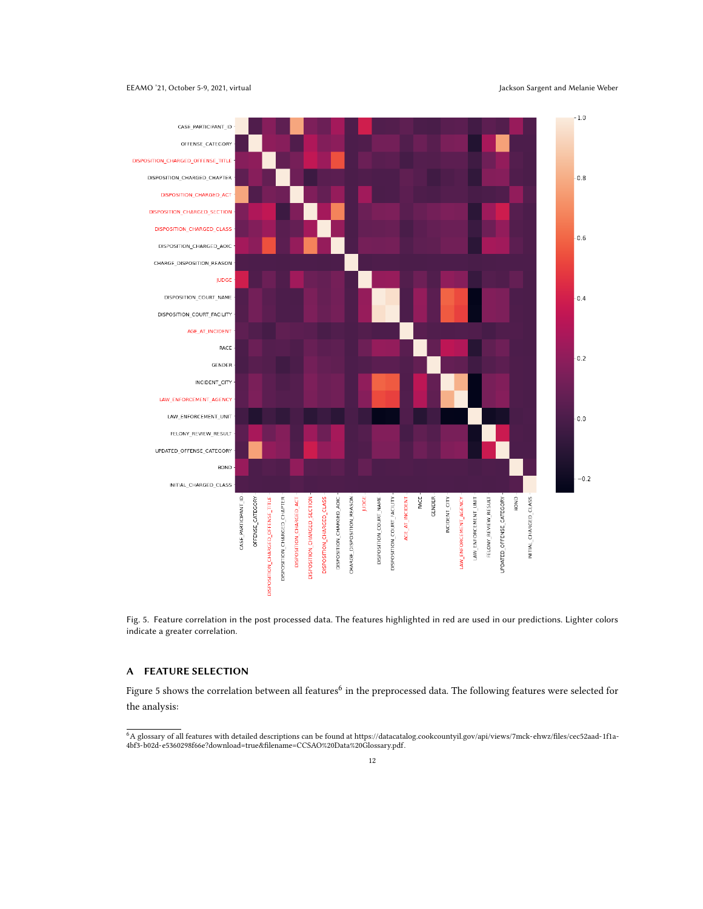Fig. 5. Feature correlation in the post processed data. The features highlighted in red are used in our predictions. Lighter colors indicate a greater correlation.

## A FEATURE SELECTION

Figure 5 shows the correlation between all features[6] in the preprocessed data. The following features were selected for the analysis:

[6] A glossary of all features with detailed descriptions can be found at https://datacatalog.cookcountyil.gov/api/views/7mck-ehwz/files/cec52aad-1f1a-4bf3-b02d-e5360298f66e?download=true&filename=CCSAO%20Data%20Glossary.pdf.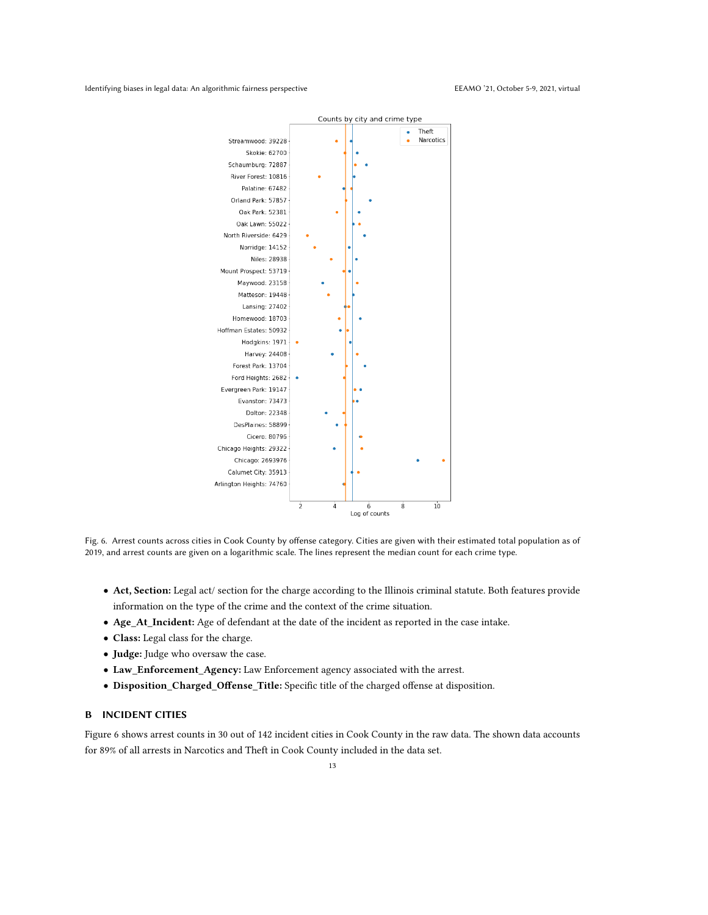Fig. 6. Arrest counts across cities in Cook County by offense category. Cities are given with their estimated total population as of 2019, and arrest counts are given on a logarithmic scale. The lines represent the median count for each crime type.

- **Act, Section:** Legal act/ section for the charge according to the Illinois criminal statute. Both features provide information on the type of the crime and the context of the crime situation.
- **Age_At_Incident:** Age of defendant at the date of the incident as reported in the case intake.
- **Class:** Legal class for the charge.
- **Judge:** Judge who oversaw the case.
- **Law_Enforcement_Agency:** Law Enforcement agency associated with the arrest.
- **Disposition_Charged_Offense_Title:** Specific title of the charged offense at disposition.

## B INCIDENT CITIES

Figure 6 shows arrest counts in 30 out of 142 incident cities in Cook County in the raw data. The shown data accounts for 89% of all arrests in Narcotics and Theft in Cook County included in the data set.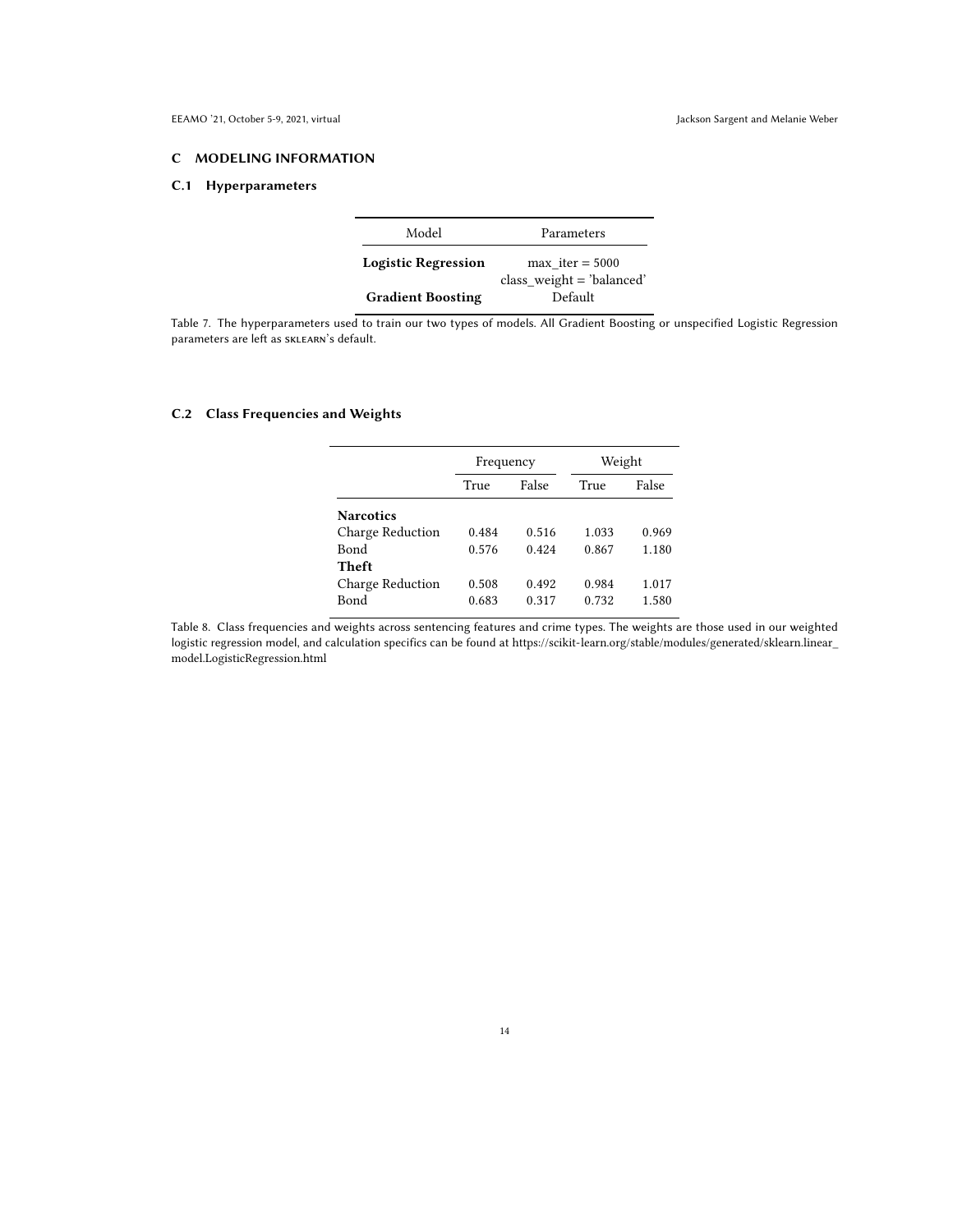# C MODELING INFORMATION

## C.1 Hyperparameters

| Model | Parameters |
|---|---|
| **Logistic Regression** | max_iter = 5000<br>class_weight = 'balanced' |
| **Gradient Boosting** | Default |

Table 7. The hyperparameters used to train our two types of models. All Gradient Boosting or unspecified Logistic Regression parameters are left as SKLEARN's default.

## C.2 Class Frequencies and Weights

| | Frequency | | Weight | |
|---|---|---|---|---|
| | True | False | True | False |
| **Narcotics** | | | | |
| Charge Reduction | 0.484 | 0.516 | 1.033 | 0.969 |
| Bond | 0.576 | 0.424 | 0.867 | 1.180 |
| **Theft** | | | | |
| Charge Reduction | 0.508 | 0.492 | 0.984 | 1.017 |
| Bond | 0.683 | 0.317 | 0.732 | 1.580 |

Table 8. Class frequencies and weights across sentencing features and crime types. The weights are those used in our weighted logistic regression model, and calculation specifics can be found at https://scikit-learn.org/stable/modules/generated/sklearn.linear_model.LogisticRegression.html